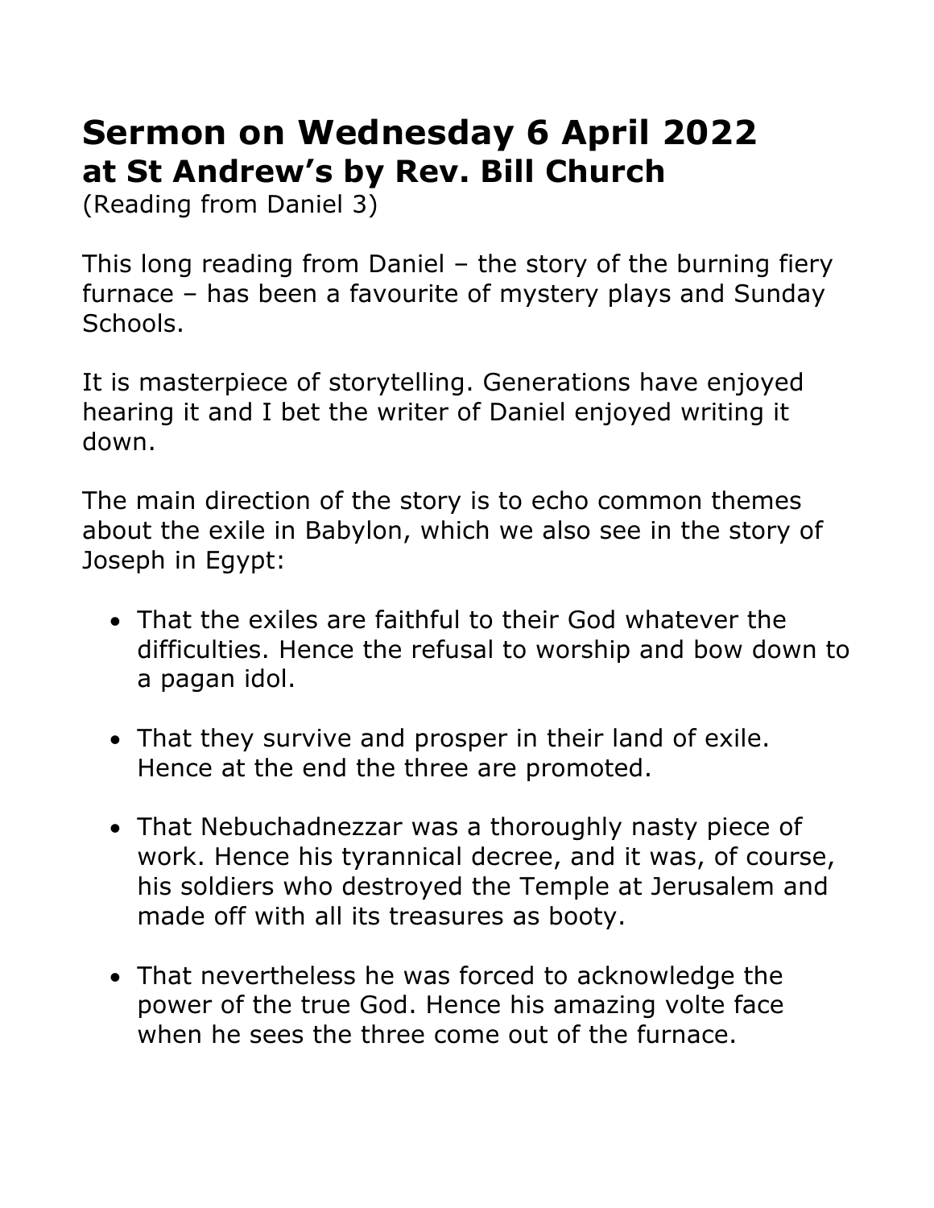# Sermon on Wednesday 6 April 2022
## at St Andrew's by Rev. Bill Church

(Reading from Daniel 3)

This long reading from Daniel – the story of the burning fiery furnace – has been a favourite of mystery plays and Sunday Schools.

It is masterpiece of storytelling. Generations have enjoyed hearing it and I bet the writer of Daniel enjoyed writing it down.

The main direction of the story is to echo common themes about the exile in Babylon, which we also see in the story of Joseph in Egypt:

- That the exiles are faithful to their God whatever the difficulties. Hence the refusal to worship and bow down to a pagan idol.
- That they survive and prosper in their land of exile. Hence at the end the three are promoted.
- That Nebuchadnezzar was a thoroughly nasty piece of work. Hence his tyrannical decree, and it was, of course, his soldiers who destroyed the Temple at Jerusalem and made off with all its treasures as booty.
- That nevertheless he was forced to acknowledge the power of the true God. Hence his amazing volte face when he sees the three come out of the furnace.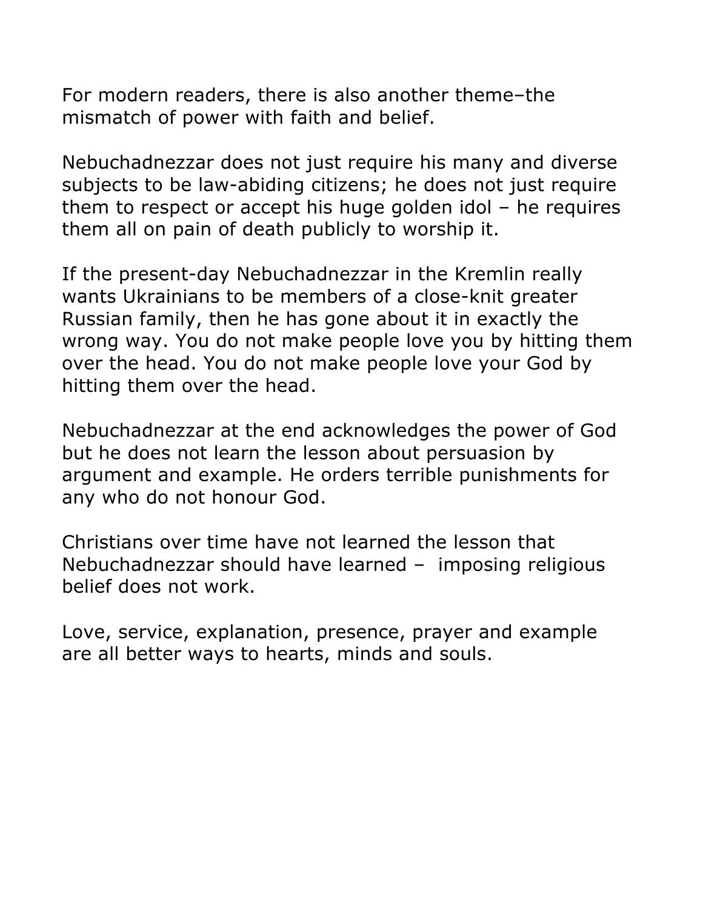For modern readers, there is also another theme–the mismatch of power with faith and belief.

Nebuchadnezzar does not just require his many and diverse subjects to be law-abiding citizens; he does not just require them to respect or accept his huge golden idol – he requires them all on pain of death publicly to worship it.

If the present-day Nebuchadnezzar in the Kremlin really wants Ukrainians to be members of a close-knit greater Russian family, then he has gone about it in exactly the wrong way. You do not make people love you by hitting them over the head. You do not make people love your God by hitting them over the head.

Nebuchadnezzar at the end acknowledges the power of God but he does not learn the lesson about persuasion by argument and example. He orders terrible punishments for any who do not honour God.

Christians over time have not learned the lesson that Nebuchadnezzar should have learned – imposing religious belief does not work.

Love, service, explanation, presence, prayer and example are all better ways to hearts, minds and souls.